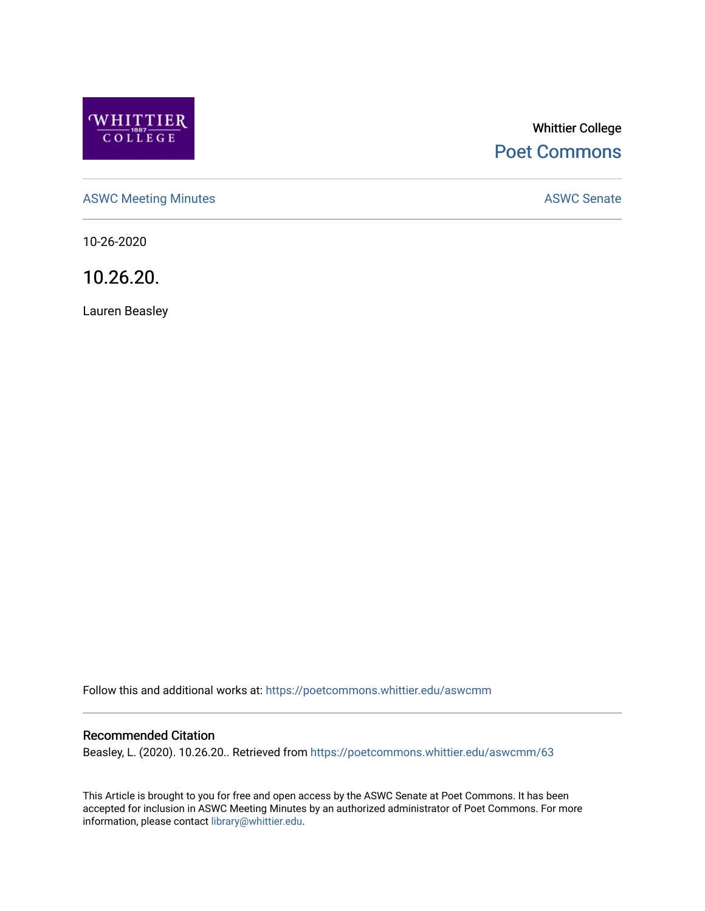Whittier College

Poet Commons

ASWC Meeting Minutes

ASWC Senate

10-26-2020

# 10.26.20.

Lauren Beasley

Follow this and additional works at: https://poetcommons.whittier.edu/aswcmm

## Recommended Citation

Beasley, L. (2020). 10.26.20.. Retrieved from https://poetcommons.whittier.edu/aswcmm/63

This Article is brought to you for free and open access by the ASWC Senate at Poet Commons. It has been accepted for inclusion in ASWC Meeting Minutes by an authorized administrator of Poet Commons. For more information, please contact library@whittier.edu.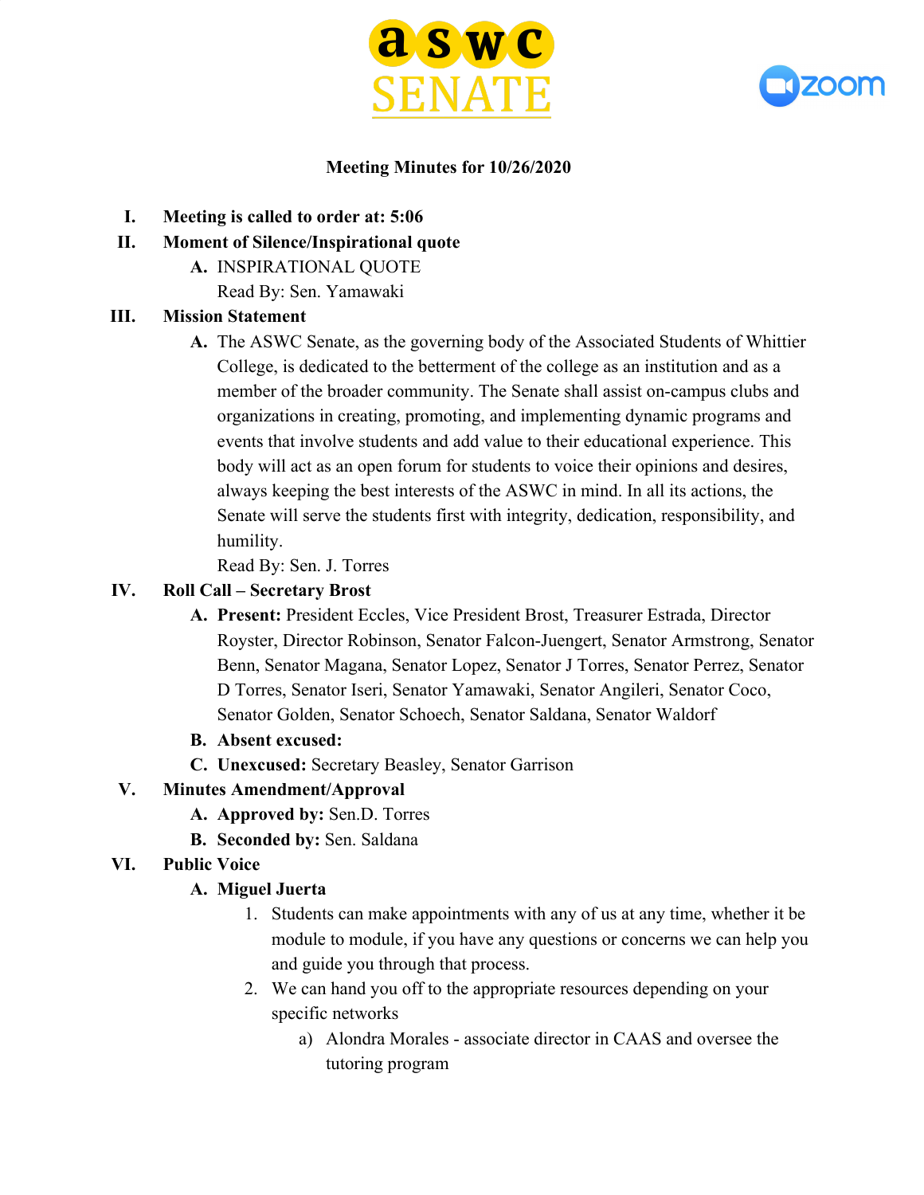**Meeting Minutes for 10/26/2020**

I. **Meeting is called to order at: 5:06**

II. **Moment of Silence/Inspirational quote**
   - A. INSPIRATIONAL QUOTE
     Read By: Sen. Yamawaki

III. **Mission Statement**
   - A. The ASWC Senate, as the governing body of the Associated Students of Whittier College, is dedicated to the betterment of the college as an institution and as a member of the broader community. The Senate shall assist on-campus clubs and organizations in creating, promoting, and implementing dynamic programs and events that involve students and add value to their educational experience. This body will act as an open forum for students to voice their opinions and desires, always keeping the best interests of the ASWC in mind. In all its actions, the Senate will serve the students first with integrity, dedication, responsibility, and humility.
     Read By: Sen. J. Torres

IV. **Roll Call – Secretary Brost**
   - A. **Present:** President Eccles, Vice President Brost, Treasurer Estrada, Director Royster, Director Robinson, Senator Falcon-Juengert, Senator Armstrong, Senator Benn, Senator Magana, Senator Lopez, Senator J Torres, Senator Perrez, Senator D Torres, Senator Iseri, Senator Yamawaki, Senator Angileri, Senator Coco, Senator Golden, Senator Schoech, Senator Saldana, Senator Waldorf
   - B. **Absent excused:**
   - C. **Unexcused:** Secretary Beasley, Senator Garrison

V. **Minutes Amendment/Approval**
   - A. **Approved by:** Sen.D. Torres
   - B. **Seconded by:** Sen. Saldana

VI. **Public Voice**
   - A. **Miguel Juerta**
     1. Students can make appointments with any of us at any time, whether it be module to module, if you have any questions or concerns we can help you and guide you through that process.
     2. We can hand you off to the appropriate resources depending on your specific networks
        - a) Alondra Morales - associate director in CAAS and oversee the tutoring program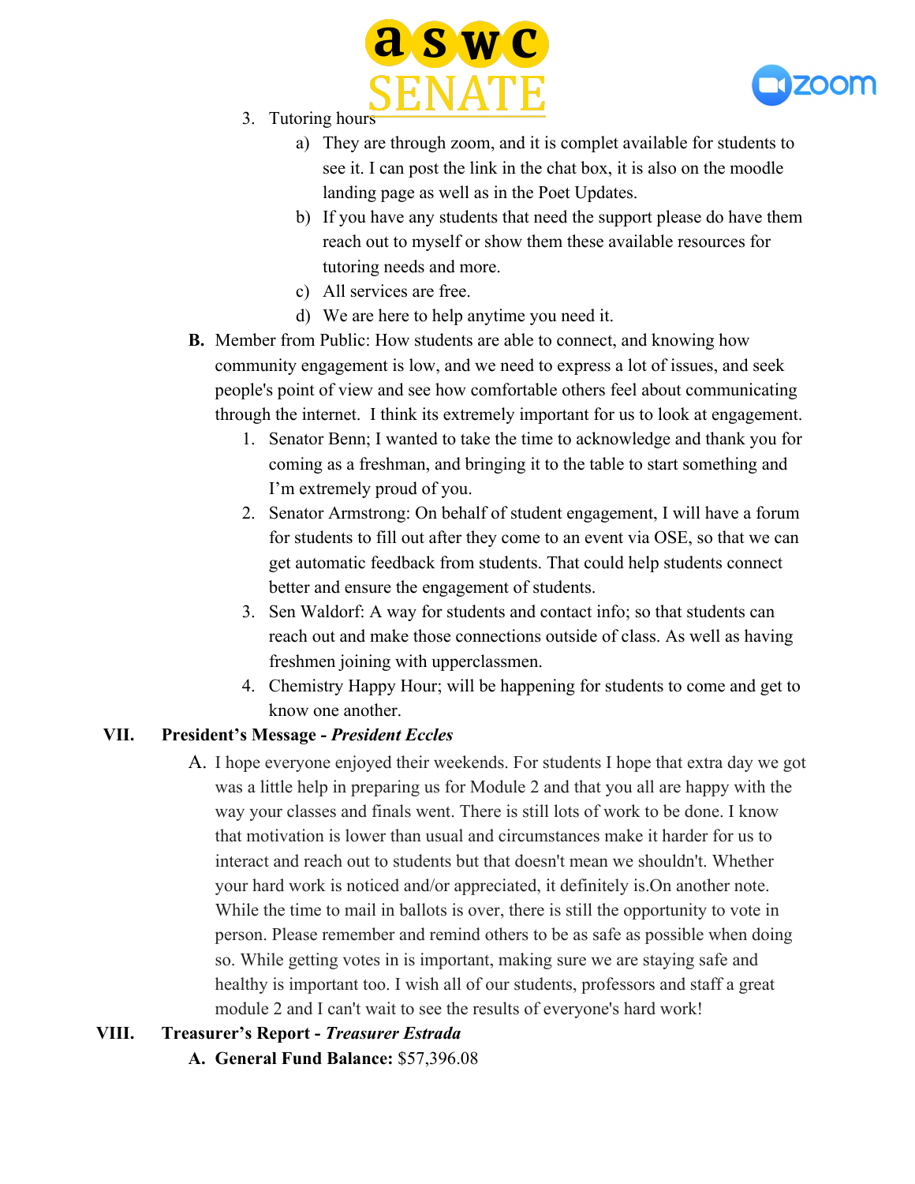3. Tutoring hours
    a) They are through zoom, and it is complet available for students to see it. I can post the link in the chat box, it is also on the moodle landing page as well as in the Poet Updates.
    b) If you have any students that need the support please do have them reach out to myself or show them these available resources for tutoring needs and more.
    c) All services are free.
    d) We are here to help anytime you need it.

**B.** Member from Public: How students are able to connect, and knowing how community engagement is low, and we need to express a lot of issues, and seek people's point of view and see how comfortable others feel about communicating through the internet. I think its extremely important for us to look at engagement.

1. Senator Benn; I wanted to take the time to acknowledge and thank you for coming as a freshman, and bringing it to the table to start something and I'm extremely proud of you.
2. Senator Armstrong: On behalf of student engagement, I will have a forum for students to fill out after they come to an event via OSE, so that we can get automatic feedback from students. That could help students connect better and ensure the engagement of students.
3. Sen Waldorf: A way for students and contact info; so that students can reach out and make those connections outside of class. As well as having freshmen joining with upperclassmen.
4. Chemistry Happy Hour; will be happening for students to come and get to know one another.

## VII. President's Message - *President Eccles*

A. I hope everyone enjoyed their weekends. For students I hope that extra day we got was a little help in preparing us for Module 2 and that you all are happy with the way your classes and finals went. There is still lots of work to be done. I know that motivation is lower than usual and circumstances make it harder for us to interact and reach out to students but that doesn't mean we shouldn't. Whether your hard work is noticed and/or appreciated, it definitely is.On another note. While the time to mail in ballots is over, there is still the opportunity to vote in person. Please remember and remind others to be as safe as possible when doing so. While getting votes in is important, making sure we are staying safe and healthy is important too. I wish all of our students, professors and staff a great module 2 and I can't wait to see the results of everyone's hard work!

## VIII. Treasurer's Report - *Treasurer Estrada*

**A. General Fund Balance:** $57,396.08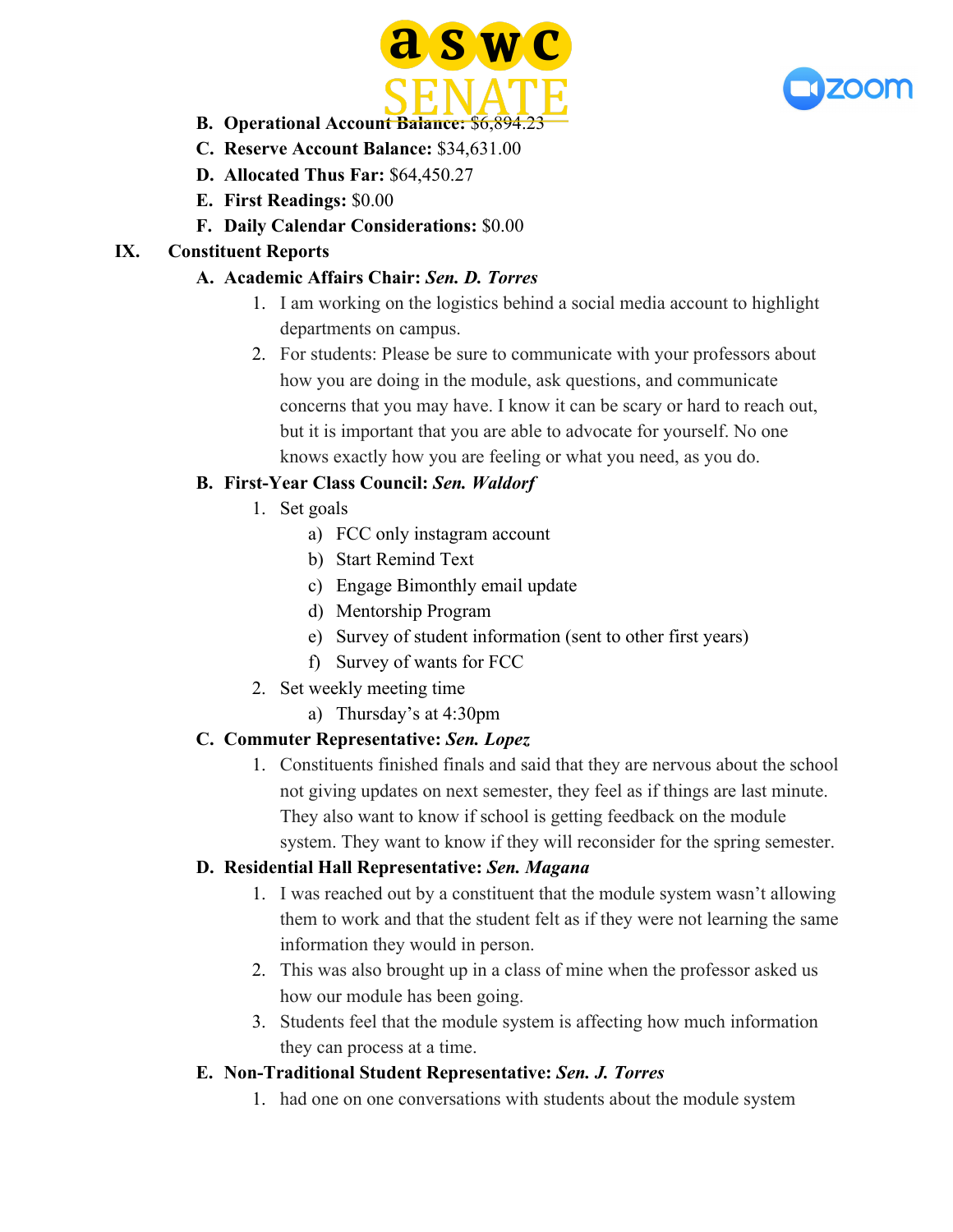B. **Operational Account Balance:** $6,894.23
C. **Reserve Account Balance:** $34,631.00
D. **Allocated Thus Far:** $64,450.27
E. **First Readings:** $0.00
F. **Daily Calendar Considerations:** $0.00

IX. **Constituent Reports**

A. **Academic Affairs Chair:** ***Sen. D. Torres***
   1. I am working on the logistics behind a social media account to highlight departments on campus.
   2. For students: Please be sure to communicate with your professors about how you are doing in the module, ask questions, and communicate concerns that you may have. I know it can be scary or hard to reach out, but it is important that you are able to advocate for yourself. No one knows exactly how you are feeling or what you need, as you do.

B. **First-Year Class Council:** ***Sen. Waldorf***
   1. Set goals
      a) FCC only instagram account
      b) Start Remind Text
      c) Engage Bimonthly email update
      d) Mentorship Program
      e) Survey of student information (sent to other first years)
      f) Survey of wants for FCC
   2. Set weekly meeting time
      a) Thursday's at 4:30pm

C. **Commuter Representative:** ***Sen. Lopez***
   1. Constituents finished finals and said that they are nervous about the school not giving updates on next semester, they feel as if things are last minute. They also want to know if school is getting feedback on the module system. They want to know if they will reconsider for the spring semester.

D. **Residential Hall Representative:** ***Sen. Magana***
   1. I was reached out by a constituent that the module system wasn't allowing them to work and that the student felt as if they were not learning the same information they would in person.
   2. This was also brought up in a class of mine when the professor asked us how our module has been going.
   3. Students feel that the module system is affecting how much information they can process at a time.

E. **Non-Traditional Student Representative:** ***Sen. J. Torres***
   1. had one on one conversations with students about the module system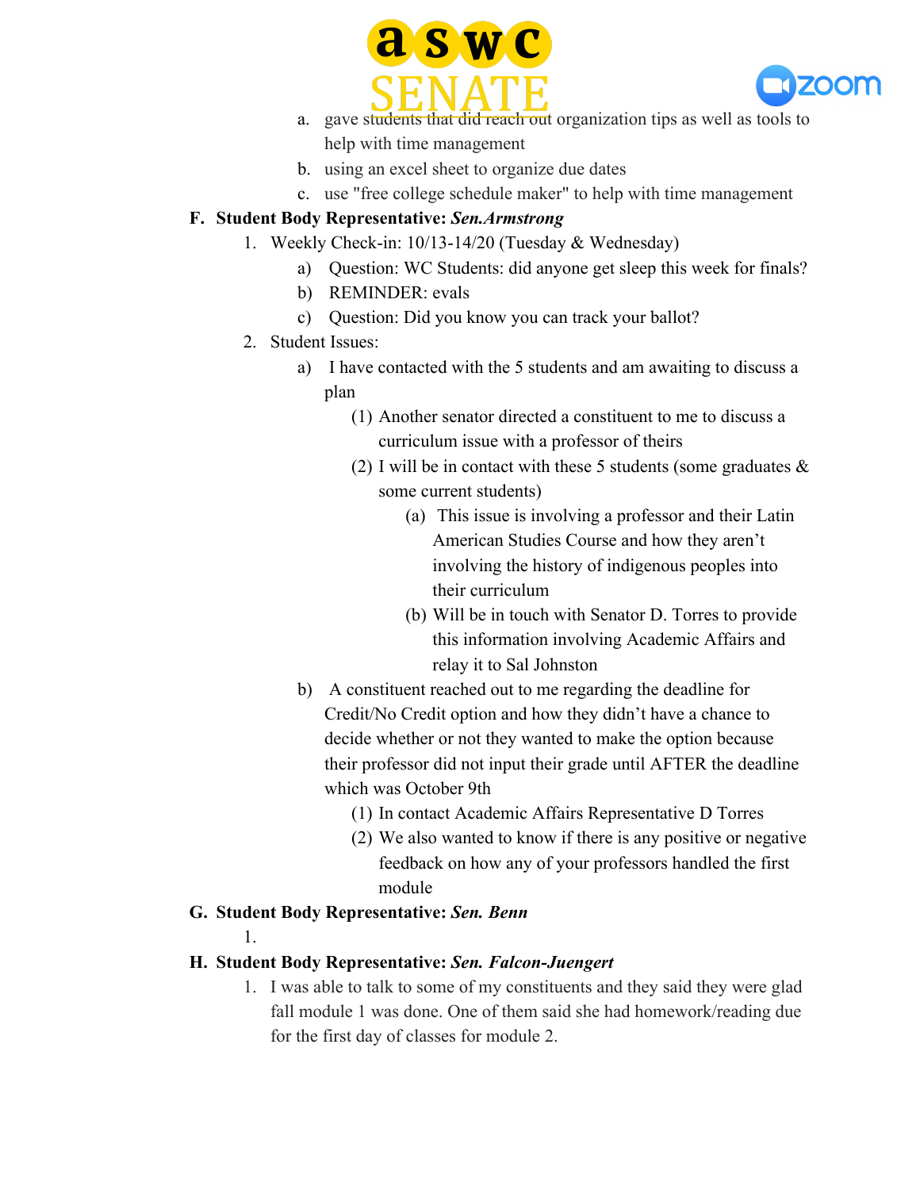a. gave students that did reach out organization tips as well as tools to help with time management
   b. using an excel sheet to organize due dates
   c. use "free college schedule maker" to help with time management

**F. Student Body Representative: *Sen.Armstrong***

1. Weekly Check-in: 10/13-14/20 (Tuesday & Wednesday)
   a) Question: WC Students: did anyone get sleep this week for finals?
   b) REMINDER: evals
   c) Question: Did you know you can track your ballot?
2. Student Issues:
   a) I have contacted with the 5 students and am awaiting to discuss a plan
      (1) Another senator directed a constituent to me to discuss a curriculum issue with a professor of theirs
      (2) I will be in contact with these 5 students (some graduates & some current students)
         (a) This issue is involving a professor and their Latin American Studies Course and how they aren't involving the history of indigenous peoples into their curriculum
         (b) Will be in touch with Senator D. Torres to provide this information involving Academic Affairs and relay it to Sal Johnston
   b) A constituent reached out to me regarding the deadline for Credit/No Credit option and how they didn't have a chance to decide whether or not they wanted to make the option because their professor did not input their grade until AFTER the deadline which was October 9th
      (1) In contact Academic Affairs Representative D Torres
      (2) We also wanted to know if there is any positive or negative feedback on how any of your professors handled the first module

**G. Student Body Representative: *Sen. Benn***

1.

**H. Student Body Representative: *Sen. Falcon-Juengert***

1. I was able to talk to some of my constituents and they said they were glad fall module 1 was done. One of them said she had homework/reading due for the first day of classes for module 2.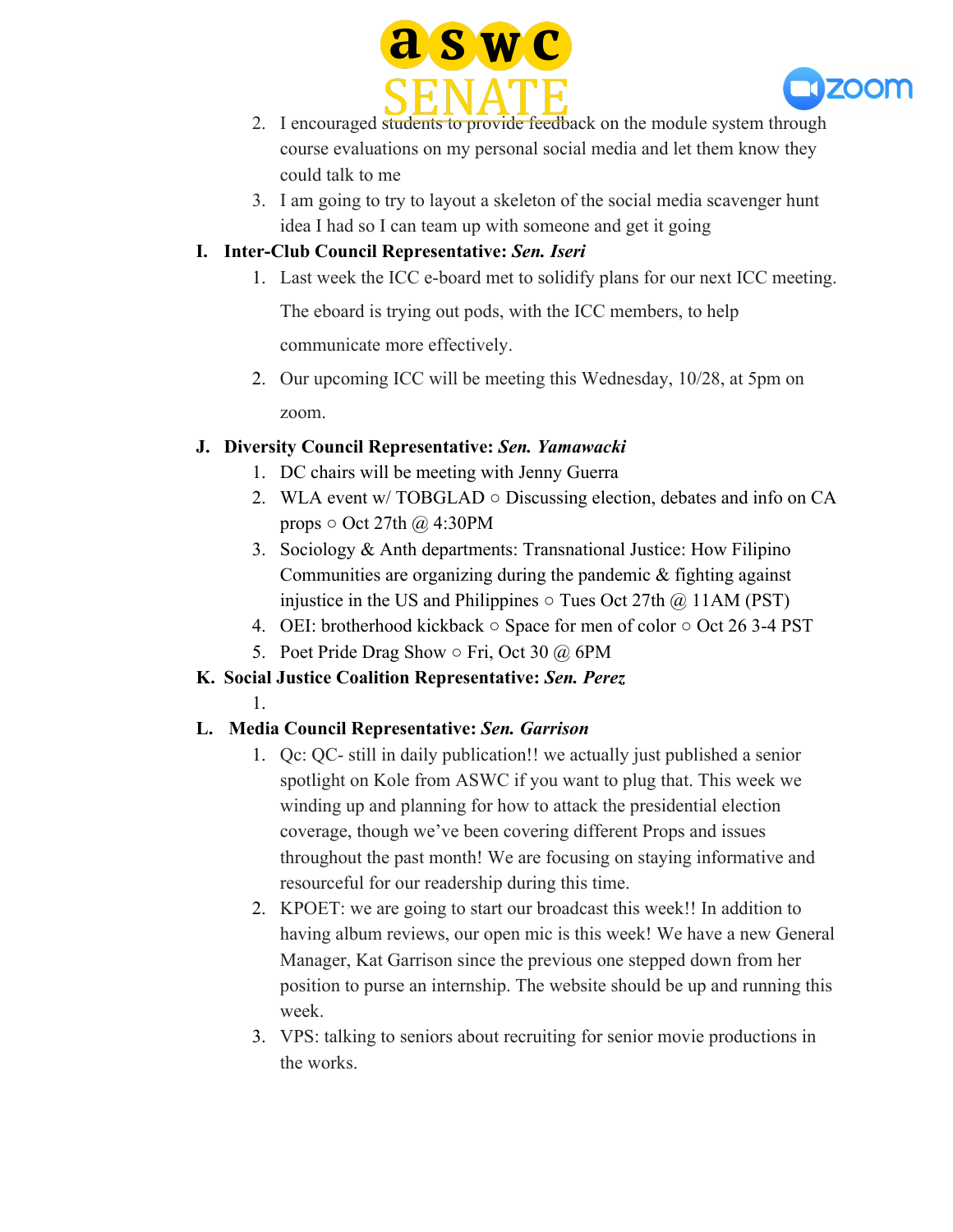2. I encouraged students to provide feedback on the module system through course evaluations on my personal social media and let them know they could talk to me
3. I am going to try to layout a skeleton of the social media scavenger hunt idea I had so I can team up with someone and get it going

**I. Inter-Club Council Representative: *Sen. Iseri***

1. Last week the ICC e-board met to solidify plans for our next ICC meeting. The eboard is trying out pods, with the ICC members, to help communicate more effectively.
2. Our upcoming ICC will be meeting this Wednesday, 10/28, at 5pm on zoom.

**J. Diversity Council Representative: *Sen. Yamawacki***

1. DC chairs will be meeting with Jenny Guerra
2. WLA event w/ TOBGLAD ○ Discussing election, debates and info on CA props ○ Oct 27th @ 4:30PM
3. Sociology & Anth departments: Transnational Justice: How Filipino Communities are organizing during the pandemic & fighting against injustice in the US and Philippines ○ Tues Oct 27th @ 11AM (PST)
4. OEI: brotherhood kickback ○ Space for men of color ○ Oct 26 3-4 PST
5. Poet Pride Drag Show ○ Fri, Oct 30 @ 6PM

**K. Social Justice Coalition Representative: *Sen. Perez***

1.

**L. Media Council Representative: *Sen. Garrison***

1. Qc: QC- still in daily publication!! we actually just published a senior spotlight on Kole from ASWC if you want to plug that. This week we winding up and planning for how to attack the presidential election coverage, though we've been covering different Props and issues throughout the past month! We are focusing on staying informative and resourceful for our readership during this time.
2. KPOET: we are going to start our broadcast this week!! In addition to having album reviews, our open mic is this week! We have a new General Manager, Kat Garrison since the previous one stepped down from her position to purse an internship. The website should be up and running this week.
3. VPS: talking to seniors about recruiting for senior movie productions in the works.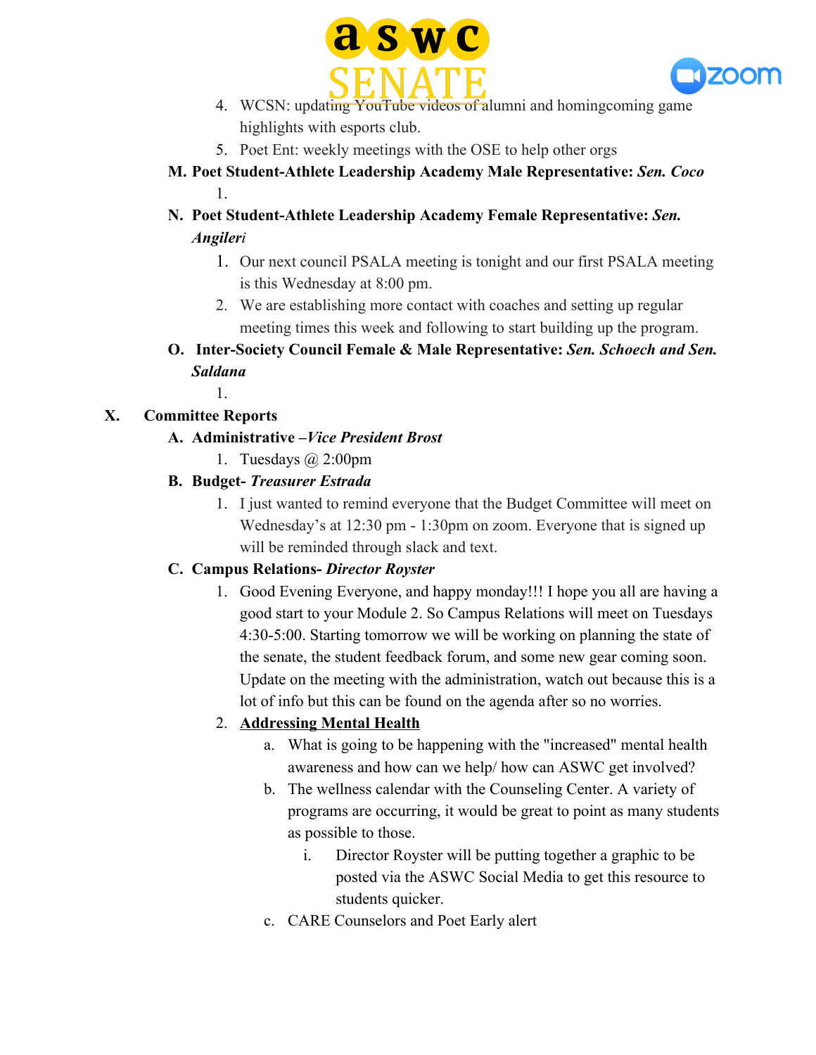4. WCSN: updating YouTube videos of alumni and homingcoming game highlights with esports club.
5. Poet Ent: weekly meetings with the OSE to help other orgs

**M. Poet Student-Athlete Leadership Academy Male Representative: *Sen. Coco***

1.

**N. Poet Student-Athlete Leadership Academy Female Representative: *Sen. Angileri***

1. Our next council PSALA meeting is tonight and our first PSALA meeting is this Wednesday at 8:00 pm.
2. We are establishing more contact with coaches and setting up regular meeting times this week and following to start building up the program.

**O. Inter-Society Council Female & Male Representative: *Sen. Schoech and Sen. Saldana***

1.

## X. Committee Reports

**A. Administrative –*Vice President Brost***

1. Tuesdays @ 2:00pm

**B. Budget- *Treasurer Estrada***

1. I just wanted to remind everyone that the Budget Committee will meet on Wednesday's at 12:30 pm - 1:30pm on zoom. Everyone that is signed up will be reminded through slack and text.

**C. Campus Relations- *Director Royster***

1. Good Evening Everyone, and happy monday!!! I hope you all are having a good start to your Module 2. So Campus Relations will meet on Tuesdays 4:30-5:00. Starting tomorrow we will be working on planning the state of the senate, the student feedback forum, and some new gear coming soon. Update on the meeting with the administration, watch out because this is a lot of info but this can be found on the agenda after so no worries.
2. **<u>Addressing Mental Health</u>**
   a. What is going to be happening with the "increased" mental health awareness and how can we help/ how can ASWC get involved?
   b. The wellness calendar with the Counseling Center. A variety of programs are occurring, it would be great to point as many students as possible to those.
      i. Director Royster will be putting together a graphic to be posted via the ASWC Social Media to get this resource to students quicker.
   c. CARE Counselors and Poet Early alert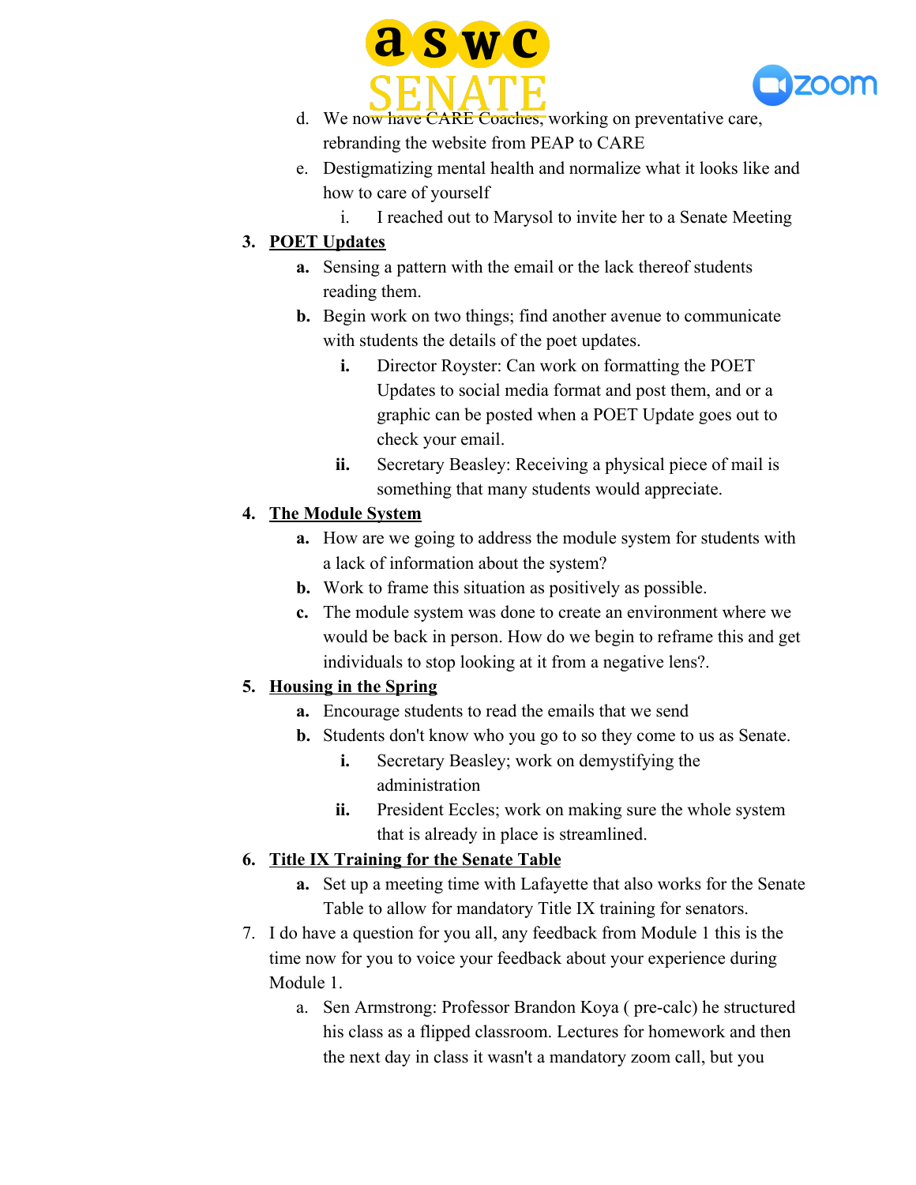d. We now have CARE Coaches, working on preventative care, rebranding the website from PEAP to CARE

e. Destigmatizing mental health and normalize what it looks like and how to care of yourself

   i. I reached out to Marysol to invite her to a Senate Meeting

3. **POET Updates**
   - **a.** Sensing a pattern with the email or the lack thereof students reading them.
   - **b.** Begin work on two things; find another avenue to communicate with students the details of the poet updates.
     - **i.** Director Royster: Can work on formatting the POET Updates to social media format and post them, and or a graphic can be posted when a POET Update goes out to check your email.
     - **ii.** Secretary Beasley: Receiving a physical piece of mail is something that many students would appreciate.

4. **The Module System**
   - **a.** How are we going to address the module system for students with a lack of information about the system?
   - **b.** Work to frame this situation as positively as possible.
   - **c.** The module system was done to create an environment where we would be back in person. How do we begin to reframe this and get individuals to stop looking at it from a negative lens?.

5. **Housing in the Spring**
   - **a.** Encourage students to read the emails that we send
   - **b.** Students don't know who you go to so they come to us as Senate.
     - **i.** Secretary Beasley; work on demystifying the administration
     - **ii.** President Eccles; work on making sure the whole system that is already in place is streamlined.

6. **Title IX Training for the Senate Table**
   - **a.** Set up a meeting time with Lafayette that also works for the Senate Table to allow for mandatory Title IX training for senators.

7. I do have a question for you all, any feedback from Module 1 this is the time now for you to voice your feedback about your experience during Module 1.
   - a. Sen Armstrong: Professor Brandon Koya ( pre-calc) he structured his class as a flipped classroom. Lectures for homework and then the next day in class it wasn't a mandatory zoom call, but you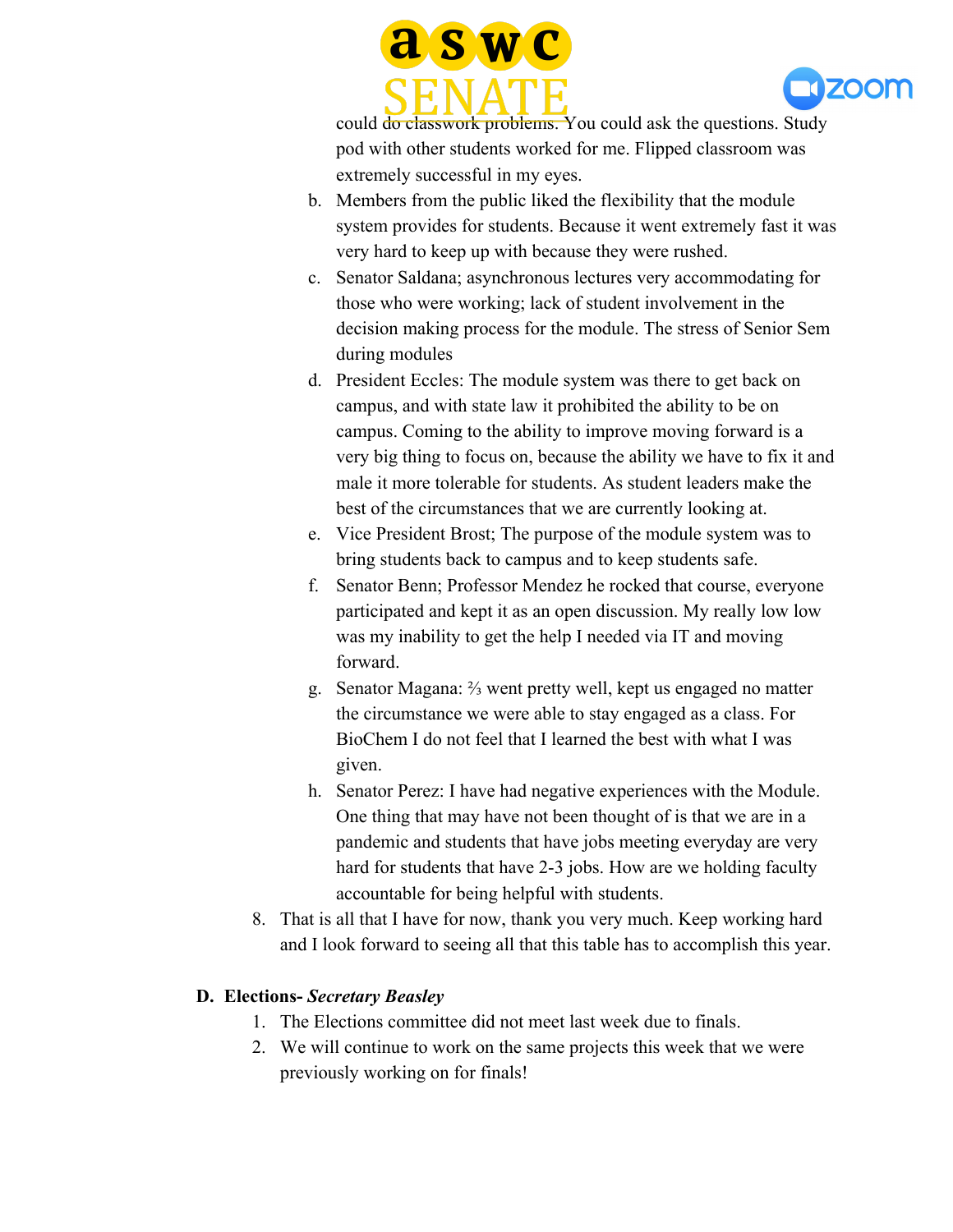could do classwork problems. You could ask the questions. Study pod with other students worked for me. Flipped classroom was extremely successful in my eyes.

b. Members from the public liked the flexibility that the module system provides for students. Because it went extremely fast it was very hard to keep up with because they were rushed.

c. Senator Saldana; asynchronous lectures very accommodating for those who were working; lack of student involvement in the decision making process for the module. The stress of Senior Sem during modules

d. President Eccles: The module system was there to get back on campus, and with state law it prohibited the ability to be on campus. Coming to the ability to improve moving forward is a very big thing to focus on, because the ability we have to fix it and male it more tolerable for students. As student leaders make the best of the circumstances that we are currently looking at.

e. Vice President Brost; The purpose of the module system was to bring students back to campus and to keep students safe.

f. Senator Benn; Professor Mendez he rocked that course, everyone participated and kept it as an open discussion. My really low low was my inability to get the help I needed via IT and moving forward.

g. Senator Magana: ⅔ went pretty well, kept us engaged no matter the circumstance we were able to stay engaged as a class. For BioChem I do not feel that I learned the best with what I was given.

h. Senator Perez: I have had negative experiences with the Module. One thing that may have not been thought of is that we are in a pandemic and students that have jobs meeting everyday are very hard for students that have 2-3 jobs. How are we holding faculty accountable for being helpful with students.

8. That is all that I have for now, thank you very much. Keep working hard and I look forward to seeing all that this table has to accomplish this year.

## D. Elections- *Secretary Beasley*

1. The Elections committee did not meet last week due to finals.
2. We will continue to work on the same projects this week that we were previously working on for finals!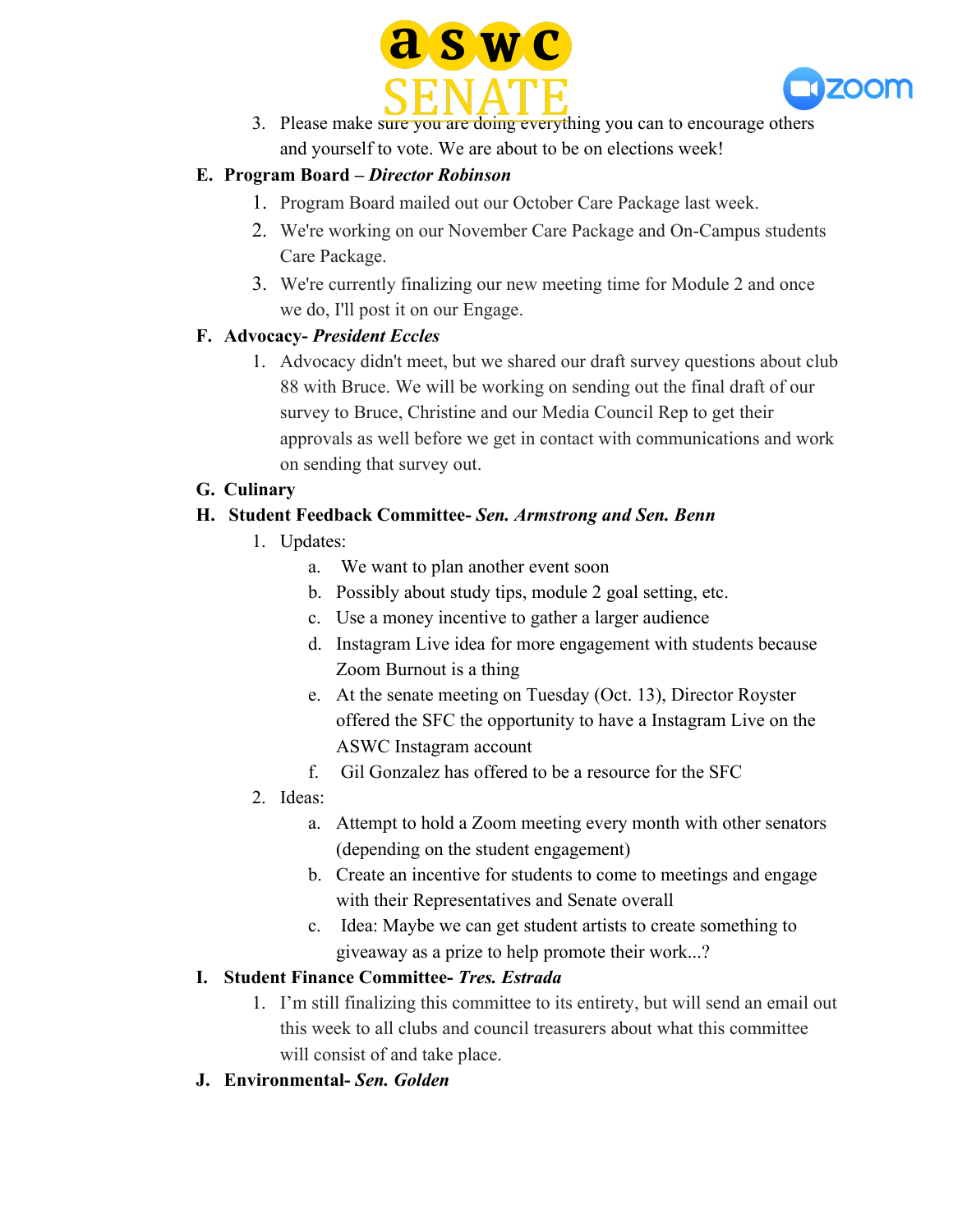3. Please make sure you are doing everything you can to encourage others and yourself to vote. We are about to be on elections week!

**E. Program Board – *Director Robinson***

1. Program Board mailed out our October Care Package last week.
2. We're working on our November Care Package and On-Campus students Care Package.
3. We're currently finalizing our new meeting time for Module 2 and once we do, I'll post it on our Engage.

**F. Advocacy- *President Eccles***

1. Advocacy didn't meet, but we shared our draft survey questions about club 88 with Bruce. We will be working on sending out the final draft of our survey to Bruce, Christine and our Media Council Rep to get their approvals as well before we get in contact with communications and work on sending that survey out.

**G. Culinary**

**H. Student Feedback Committee- *Sen. Armstrong and Sen. Benn***

1. Updates:
   a. We want to plan another event soon
   b. Possibly about study tips, module 2 goal setting, etc.
   c. Use a money incentive to gather a larger audience
   d. Instagram Live idea for more engagement with students because Zoom Burnout is a thing
   e. At the senate meeting on Tuesday (Oct. 13), Director Royster offered the SFC the opportunity to have a Instagram Live on the ASWC Instagram account
   f. Gil Gonzalez has offered to be a resource for the SFC
2. Ideas:
   a. Attempt to hold a Zoom meeting every month with other senators (depending on the student engagement)
   b. Create an incentive for students to come to meetings and engage with their Representatives and Senate overall
   c. Idea: Maybe we can get student artists to create something to giveaway as a prize to help promote their work...?

**I. Student Finance Committee- *Tres. Estrada***

1. I'm still finalizing this committee to its entirety, but will send an email out this week to all clubs and council treasurers about what this committee will consist of and take place.

**J. Environmental- *Sen. Golden***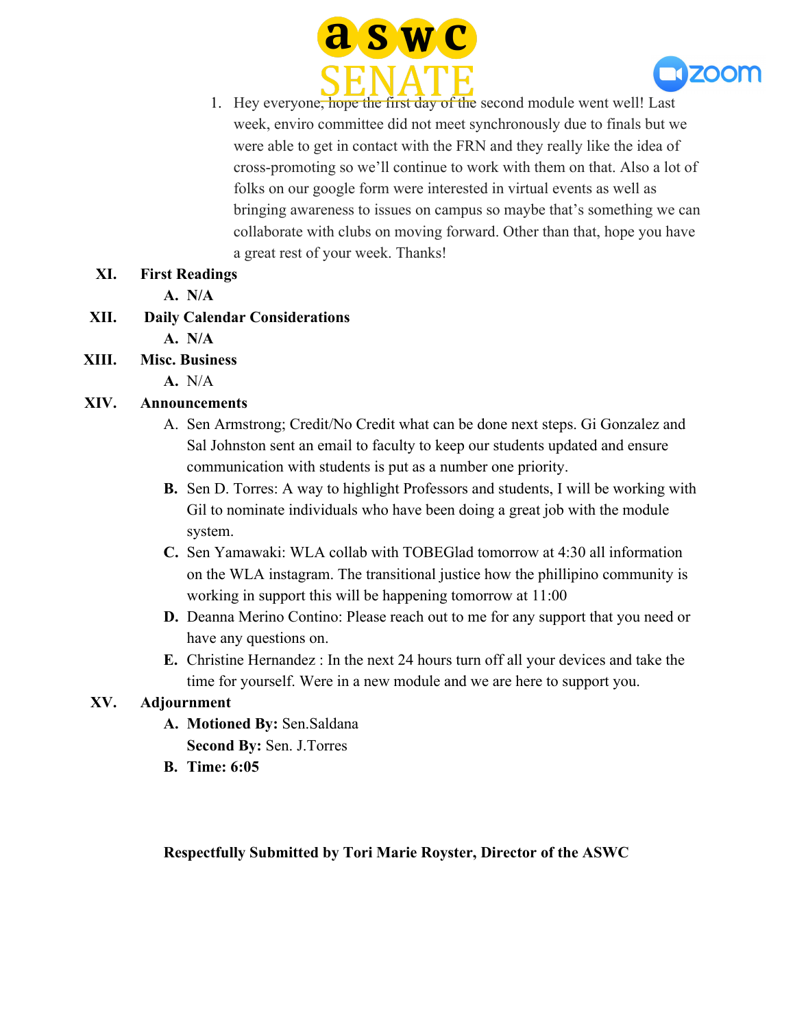1. Hey everyone, hope the first day of the second module went well! Last week, enviro committee did not meet synchronously due to finals but we were able to get in contact with the FRN and they really like the idea of cross-promoting so we'll continue to work with them on that. Also a lot of folks on our google form were interested in virtual events as well as bringing awareness to issues on campus so maybe that's something we can collaborate with clubs on moving forward. Other than that, hope you have a great rest of your week. Thanks!

XI. **First Readings**
   - **A. N/A**

XII. **Daily Calendar Considerations**
   - **A. N/A**

XIII. **Misc. Business**
   - **A.** N/A

XIV. **Announcements**
   - A. Sen Armstrong; Credit/No Credit what can be done next steps. Gi Gonzalez and Sal Johnston sent an email to faculty to keep our students updated and ensure communication with students is put as a number one priority.
   - **B.** Sen D. Torres: A way to highlight Professors and students, I will be working with Gil to nominate individuals who have been doing a great job with the module system.
   - **C.** Sen Yamawaki: WLA collab with TOBEGlad tomorrow at 4:30 all information on the WLA instagram. The transitional justice how the phillipino community is working in support this will be happening tomorrow at 11:00
   - **D.** Deanna Merino Contino: Please reach out to me for any support that you need or have any questions on.
   - **E.** Christine Hernandez : In the next 24 hours turn off all your devices and take the time for yourself. Were in a new module and we are here to support you.

XV. **Adjournment**
   - **A. Motioned By:** Sen.Saldana
     **Second By:** Sen. J.Torres
   - **B. Time: 6:05**

**Respectfully Submitted by Tori Marie Royster, Director of the ASWC**